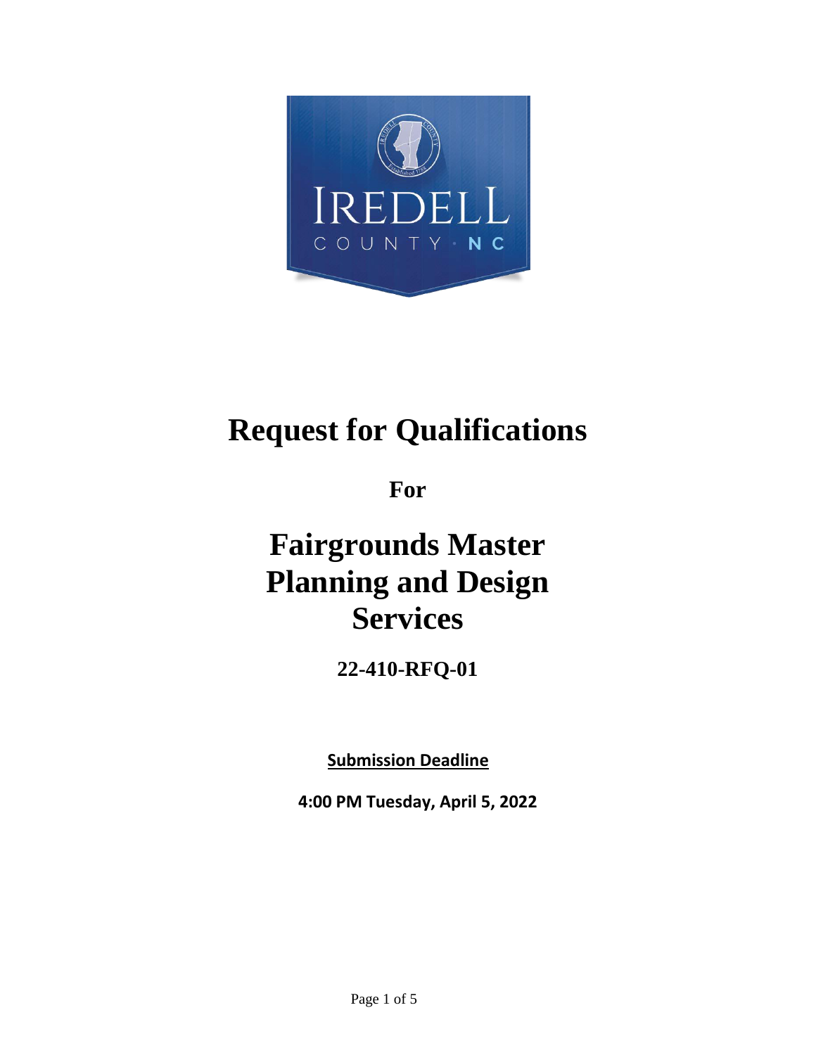# Request for Qualifications

**For**

# Fairgrounds Master Planning and Design Services

**22-410-RFQ-01**

**Submission Deadline**

**4:00 PM Tuesday, April 5, 2022**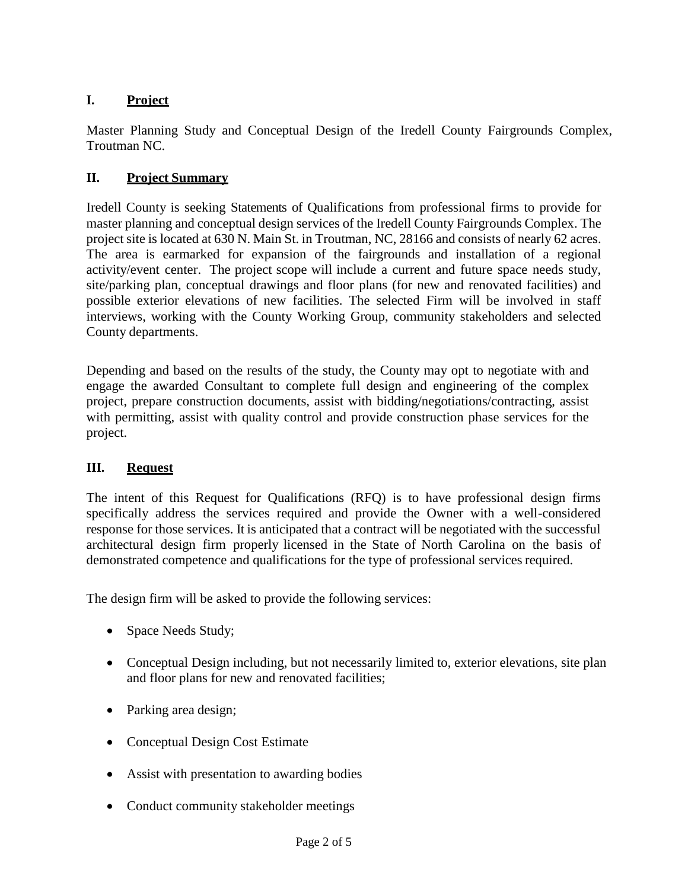## I. Project

Master Planning Study and Conceptual Design of the Iredell County Fairgrounds Complex, Troutman NC.

## II. Project Summary

Iredell County is seeking Statements of Qualifications from professional firms to provide for master planning and conceptual design services of the Iredell County Fairgrounds Complex. The project site is located at 630 N. Main St. in Troutman, NC, 28166 and consists of nearly 62 acres. The area is earmarked for expansion of the fairgrounds and installation of a regional activity/event center. The project scope will include a current and future space needs study, site/parking plan, conceptual drawings and floor plans (for new and renovated facilities) and possible exterior elevations of new facilities. The selected Firm will be involved in staff interviews, working with the County Working Group, community stakeholders and selected County departments.

Depending and based on the results of the study, the County may opt to negotiate with and engage the awarded Consultant to complete full design and engineering of the complex project, prepare construction documents, assist with bidding/negotiations/contracting, assist with permitting, assist with quality control and provide construction phase services for the project.

## III. Request

The intent of this Request for Qualifications (RFQ) is to have professional design firms specifically address the services required and provide the Owner with a well-considered response for those services. It is anticipated that a contract will be negotiated with the successful architectural design firm properly licensed in the State of North Carolina on the basis of demonstrated competence and qualifications for the type of professional services required.

The design firm will be asked to provide the following services:

- Space Needs Study;
- Conceptual Design including, but not necessarily limited to, exterior elevations, site plan and floor plans for new and renovated facilities;
- Parking area design;
- Conceptual Design Cost Estimate
- Assist with presentation to awarding bodies
- Conduct community stakeholder meetings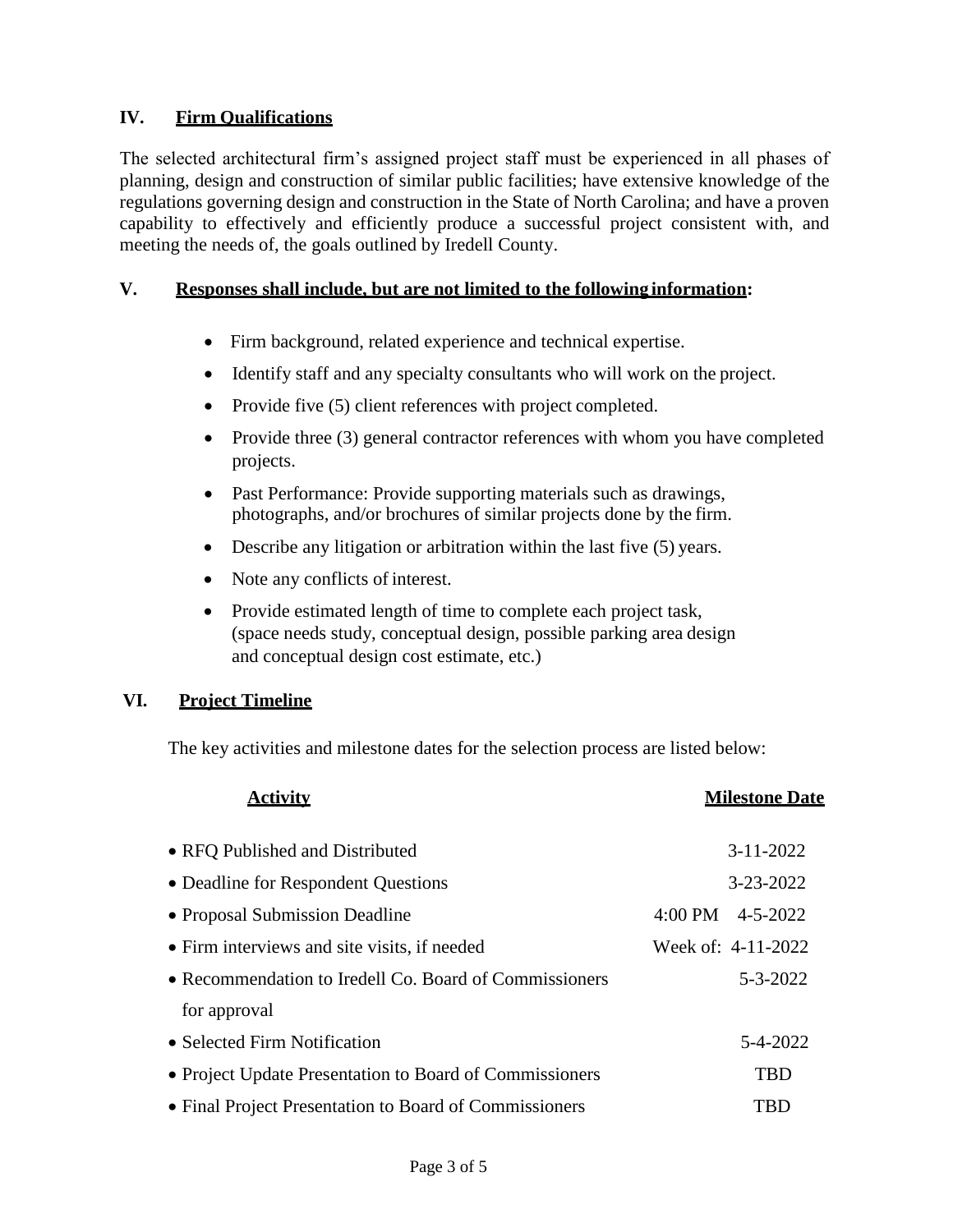## IV. <u>Firm Qualifications</u>

The selected architectural firm's assigned project staff must be experienced in all phases of planning, design and construction of similar public facilities; have extensive knowledge of the regulations governing design and construction in the State of North Carolina; and have a proven capability to effectively and efficiently produce a successful project consistent with, and meeting the needs of, the goals outlined by Iredell County.

## V. <u>Responses shall include, but are not limited to the following information</u>:

- Firm background, related experience and technical expertise.
- Identify staff and any specialty consultants who will work on the project.
- Provide five (5) client references with project completed.
- Provide three (3) general contractor references with whom you have completed projects.
- Past Performance: Provide supporting materials such as drawings, photographs, and/or brochures of similar projects done by the firm.
- Describe any litigation or arbitration within the last five (5) years.
- Note any conflicts of interest.
- Provide estimated length of time to complete each project task, (space needs study, conceptual design, possible parking area design and conceptual design cost estimate, etc.)

## VI. <u>Project Timeline</u>

The key activities and milestone dates for the selection process are listed below:

| Activity | Milestone Date |
|---|---|
| RFQ Published and Distributed | 3-11-2022 |
| Deadline for Respondent Questions | 3-23-2022 |
| Proposal Submission Deadline | 4:00 PM 4-5-2022 |
| Firm interviews and site visits, if needed | Week of: 4-11-2022 |
| Recommendation to Iredell Co. Board of Commissioners for approval | 5-3-2022 |
| Selected Firm Notification | 5-4-2022 |
| Project Update Presentation to Board of Commissioners | TBD |
| Final Project Presentation to Board of Commissioners | TBD |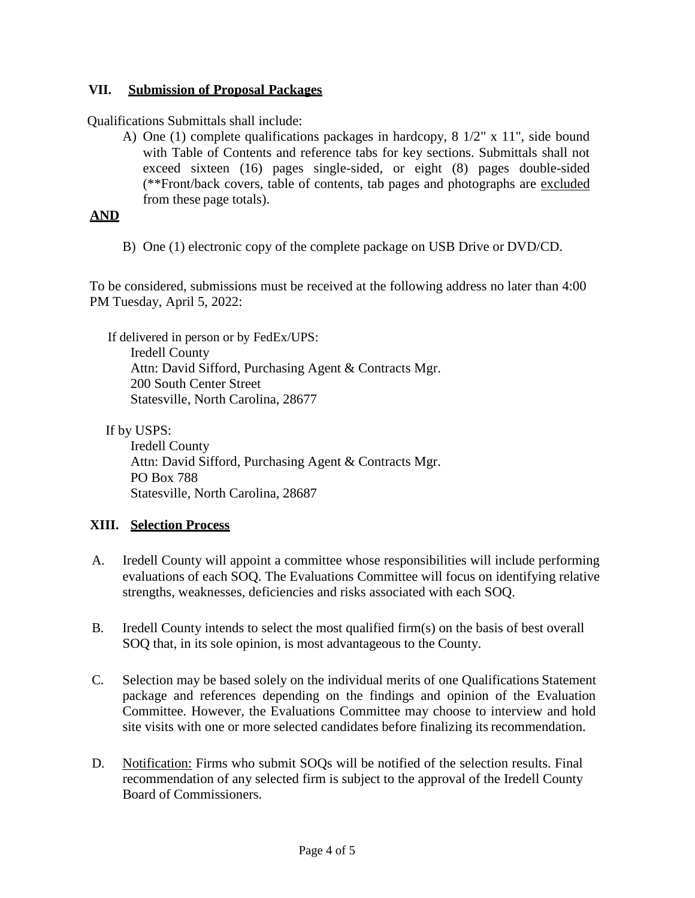## VII. Submission of Proposal Packages

Qualifications Submittals shall include:

A) One (1) complete qualifications packages in hardcopy, 8 1/2" x 11", side bound with Table of Contents and reference tabs for key sections. Submittals shall not exceed sixteen (16) pages single-sided, or eight (8) pages double-sided (**Front/back covers, table of contents, tab pages and photographs are excluded from these page totals).

**AND**

B) One (1) electronic copy of the complete package on USB Drive or DVD/CD.

To be considered, submissions must be received at the following address no later than 4:00 PM Tuesday, April 5, 2022:

If delivered in person or by FedEx/UPS:
Iredell County
Attn: David Sifford, Purchasing Agent & Contracts Mgr.
200 South Center Street
Statesville, North Carolina, 28677

If by USPS:
Iredell County
Attn: David Sifford, Purchasing Agent & Contracts Mgr.
PO Box 788
Statesville, North Carolina, 28687

## XIII. Selection Process

A. Iredell County will appoint a committee whose responsibilities will include performing evaluations of each SOQ. The Evaluations Committee will focus on identifying relative strengths, weaknesses, deficiencies and risks associated with each SOQ.

B. Iredell County intends to select the most qualified firm(s) on the basis of best overall SOQ that, in its sole opinion, is most advantageous to the County.

C. Selection may be based solely on the individual merits of one Qualifications Statement package and references depending on the findings and opinion of the Evaluation Committee. However, the Evaluations Committee may choose to interview and hold site visits with one or more selected candidates before finalizing its recommendation.

D. Notification: Firms who submit SOQs will be notified of the selection results. Final recommendation of any selected firm is subject to the approval of the Iredell County Board of Commissioners.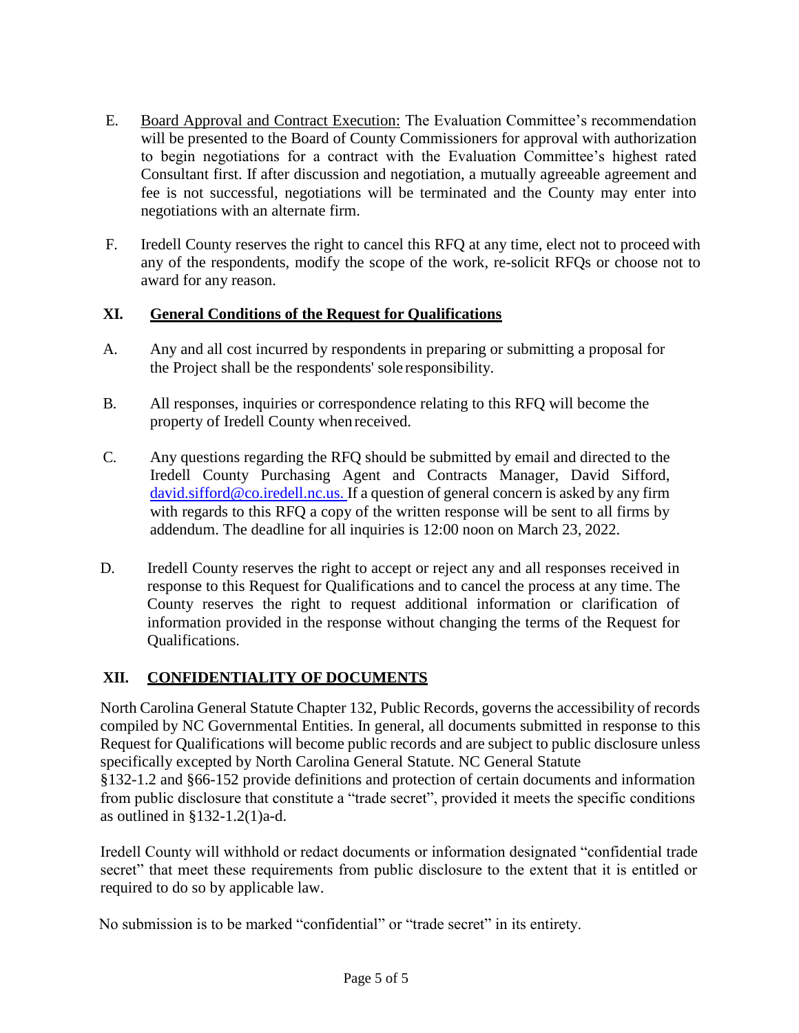E. Board Approval and Contract Execution: The Evaluation Committee's recommendation will be presented to the Board of County Commissioners for approval with authorization to begin negotiations for a contract with the Evaluation Committee's highest rated Consultant first. If after discussion and negotiation, a mutually agreeable agreement and fee is not successful, negotiations will be terminated and the County may enter into negotiations with an alternate firm.

F. Iredell County reserves the right to cancel this RFQ at any time, elect not to proceed with any of the respondents, modify the scope of the work, re-solicit RFQs or choose not to award for any reason.

## XI. General Conditions of the Request for Qualifications

A. Any and all cost incurred by respondents in preparing or submitting a proposal for the Project shall be the respondents' sole responsibility.

B. All responses, inquiries or correspondence relating to this RFQ will become the property of Iredell County when received.

C. Any questions regarding the RFQ should be submitted by email and directed to the Iredell County Purchasing Agent and Contracts Manager, David Sifford, david.sifford@co.iredell.nc.us. If a question of general concern is asked by any firm with regards to this RFQ a copy of the written response will be sent to all firms by addendum. The deadline for all inquiries is 12:00 noon on March 23, 2022.

D. Iredell County reserves the right to accept or reject any and all responses received in response to this Request for Qualifications and to cancel the process at any time. The County reserves the right to request additional information or clarification of information provided in the response without changing the terms of the Request for Qualifications.

## XII. CONFIDENTIALITY OF DOCUMENTS

North Carolina General Statute Chapter 132, Public Records, governs the accessibility of records compiled by NC Governmental Entities. In general, all documents submitted in response to this Request for Qualifications will become public records and are subject to public disclosure unless specifically excepted by North Carolina General Statute. NC General Statute §132-1.2 and §66-152 provide definitions and protection of certain documents and information from public disclosure that constitute a "trade secret", provided it meets the specific conditions as outlined in §132-1.2(1)a-d.

Iredell County will withhold or redact documents or information designated "confidential trade secret" that meet these requirements from public disclosure to the extent that it is entitled or required to do so by applicable law.

No submission is to be marked "confidential" or "trade secret" in its entirety.